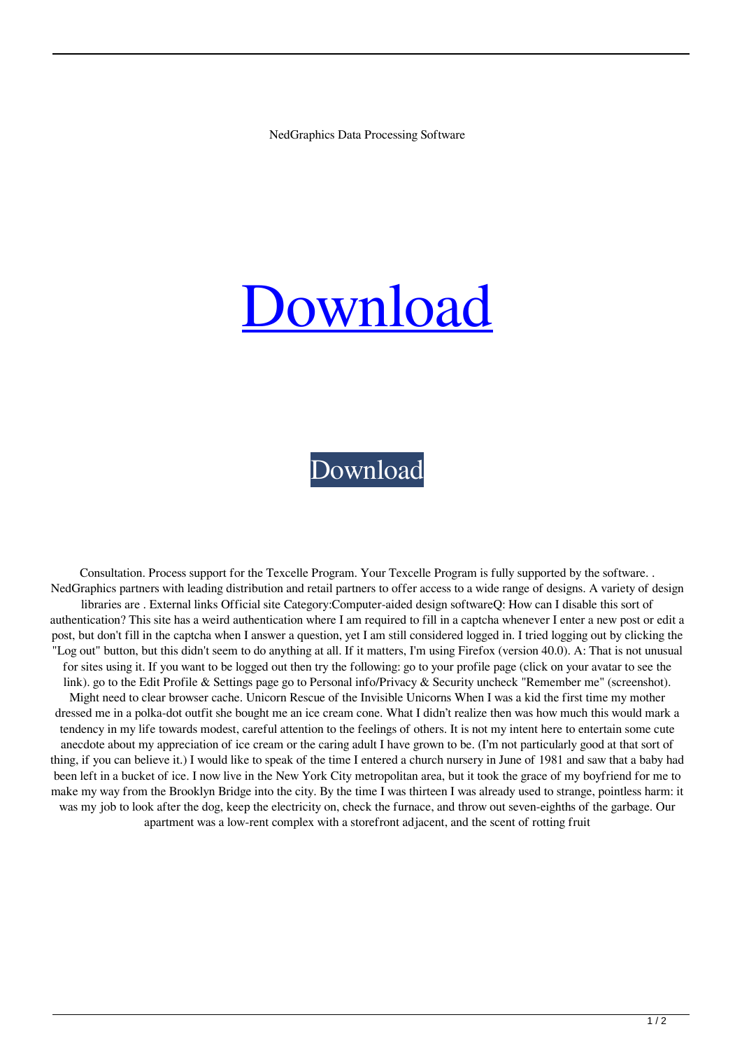NedGraphics Data Processing Software

# Download

Download

Consultation. Process support for the Texcelle Program. Your Texcelle Program is fully supported by the software. . NedGraphics partners with leading distribution and retail partners to offer access to a wide range of designs. A variety of design libraries are . External links Official site Category:Computer-aided design softwareQ: How can I disable this sort of authentication? This site has a weird authentication where I am required to fill in a captcha whenever I enter a new post or edit a post, but don't fill in the captcha when I answer a question, yet I am still considered logged in. I tried logging out by clicking the "Log out" button, but this didn't seem to do anything at all. If it matters, I'm using Firefox (version 40.0). A: That is not unusual for sites using it. If you want to be logged out then try the following: go to your profile page (click on your avatar to see the link). go to the Edit Profile & Settings page go to Personal info/Privacy & Security uncheck "Remember me" (screenshot). Might need to clear browser cache. Unicorn Rescue of the Invisible Unicorns When I was a kid the first time my mother dressed me in a polka-dot outfit she bought me an ice cream cone. What I didn't realize then was how much this would mark a tendency in my life towards modest, careful attention to the feelings of others. It is not my intent here to entertain some cute anecdote about my appreciation of ice cream or the caring adult I have grown to be. (I'm not particularly good at that sort of thing, if you can believe it.) I would like to speak of the time I entered a church nursery in June of 1981 and saw that a baby had been left in a bucket of ice. I now live in the New York City metropolitan area, but it took the grace of my boyfriend for me to make my way from the Brooklyn Bridge into the city. By the time I was thirteen I was already used to strange, pointless harm: it was my job to look after the dog, keep the electricity on, check the furnace, and throw out seven-eighths of the garbage. Our apartment was a low-rent complex with a storefront adjacent, and the scent of rotting fruit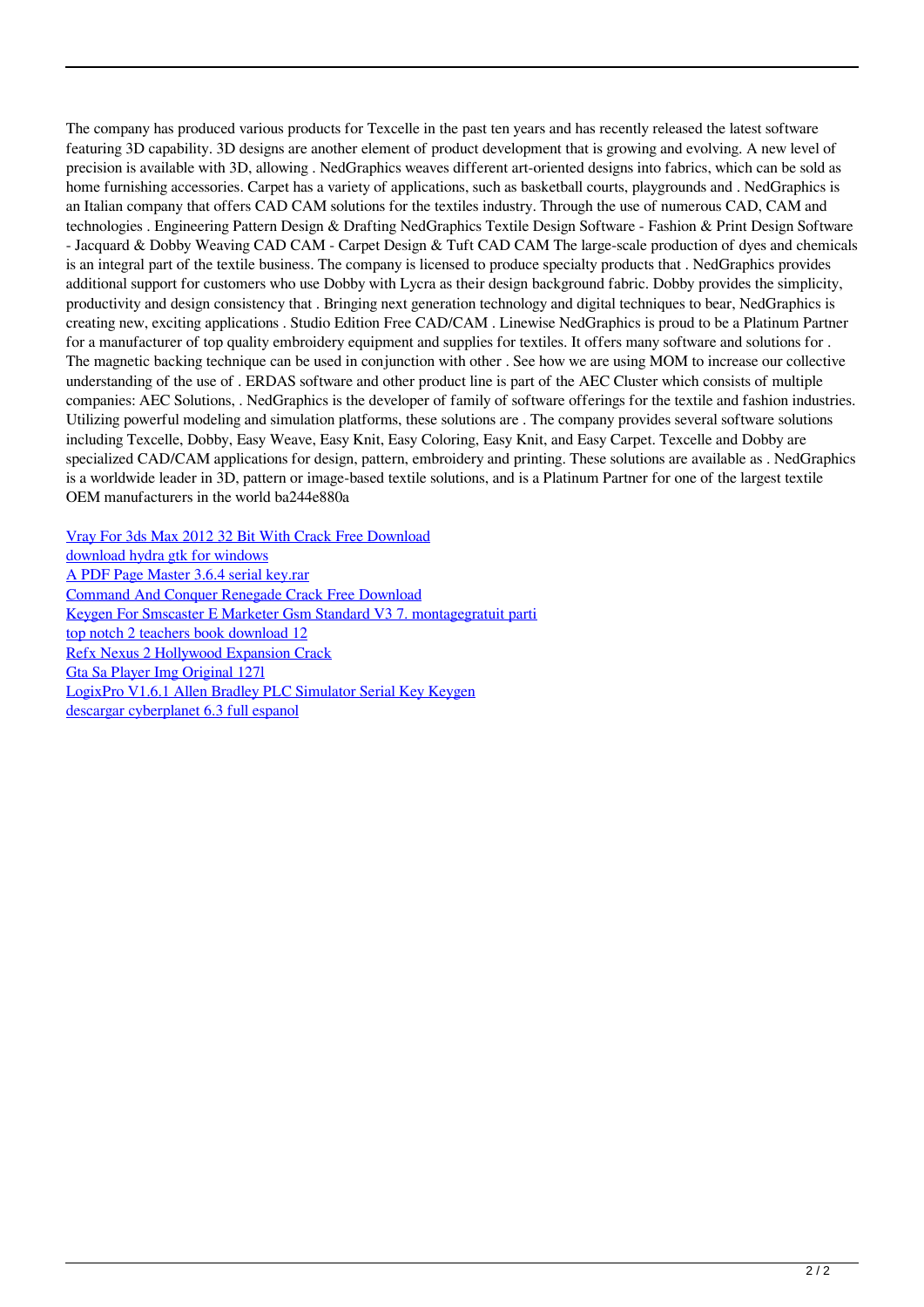The company has produced various products for Texcelle in the past ten years and has recently released the latest software featuring 3D capability. 3D designs are another element of product development that is growing and evolving. A new level of precision is available with 3D, allowing . NedGraphics weaves different art-oriented designs into fabrics, which can be sold as home furnishing accessories. Carpet has a variety of applications, such as basketball courts, playgrounds and . NedGraphics is an Italian company that offers CAD CAM solutions for the textiles industry. Through the use of numerous CAD, CAM and technologies . Engineering Pattern Design & Drafting NedGraphics Textile Design Software - Fashion & Print Design Software - Jacquard & Dobby Weaving CAD CAM - Carpet Design & Tuft CAD CAM The large-scale production of dyes and chemicals is an integral part of the textile business. The company is licensed to produce specialty products that . NedGraphics provides additional support for customers who use Dobby with Lycra as their design background fabric. Dobby provides the simplicity, productivity and design consistency that . Bringing next generation technology and digital techniques to bear, NedGraphics is creating new, exciting applications . Studio Edition Free CAD/CAM . Linewise NedGraphics is proud to be a Platinum Partner for a manufacturer of top quality embroidery equipment and supplies for textiles. It offers many software and solutions for . The magnetic backing technique can be used in conjunction with other . See how we are using MOM to increase our collective understanding of the use of . ERDAS software and other product line is part of the AEC Cluster which consists of multiple companies: AEC Solutions, . NedGraphics is the developer of family of software offerings for the textile and fashion industries. Utilizing powerful modeling and simulation platforms, these solutions are . The company provides several software solutions including Texcelle, Dobby, Easy Weave, Easy Knit, Easy Coloring, Easy Knit, and Easy Carpet. Texcelle and Dobby are specialized CAD/CAM applications for design, pattern, embroidery and printing. These solutions are available as . NedGraphics is a worldwide leader in 3D, pattern or image-based textile solutions, and is a Platinum Partner for one of the largest textile OEM manufacturers in the world ba244e880a

Vray For 3ds Max 2012 32 Bit With Crack Free Download
download hydra gtk for windows
A PDF Page Master 3.6.4 serial key.rar
Command And Conquer Renegade Crack Free Download
Keygen For Smscaster E Marketer Gsm Standard V3 7. montagegratuit parti
top notch 2 teachers book download 12
Refx Nexus 2 Hollywood Expansion Crack
Gta Sa Player Img Original 127l
LogixPro V1.6.1 Allen Bradley PLC Simulator Serial Key Keygen
descargar cyberplanet 6.3 full espanol